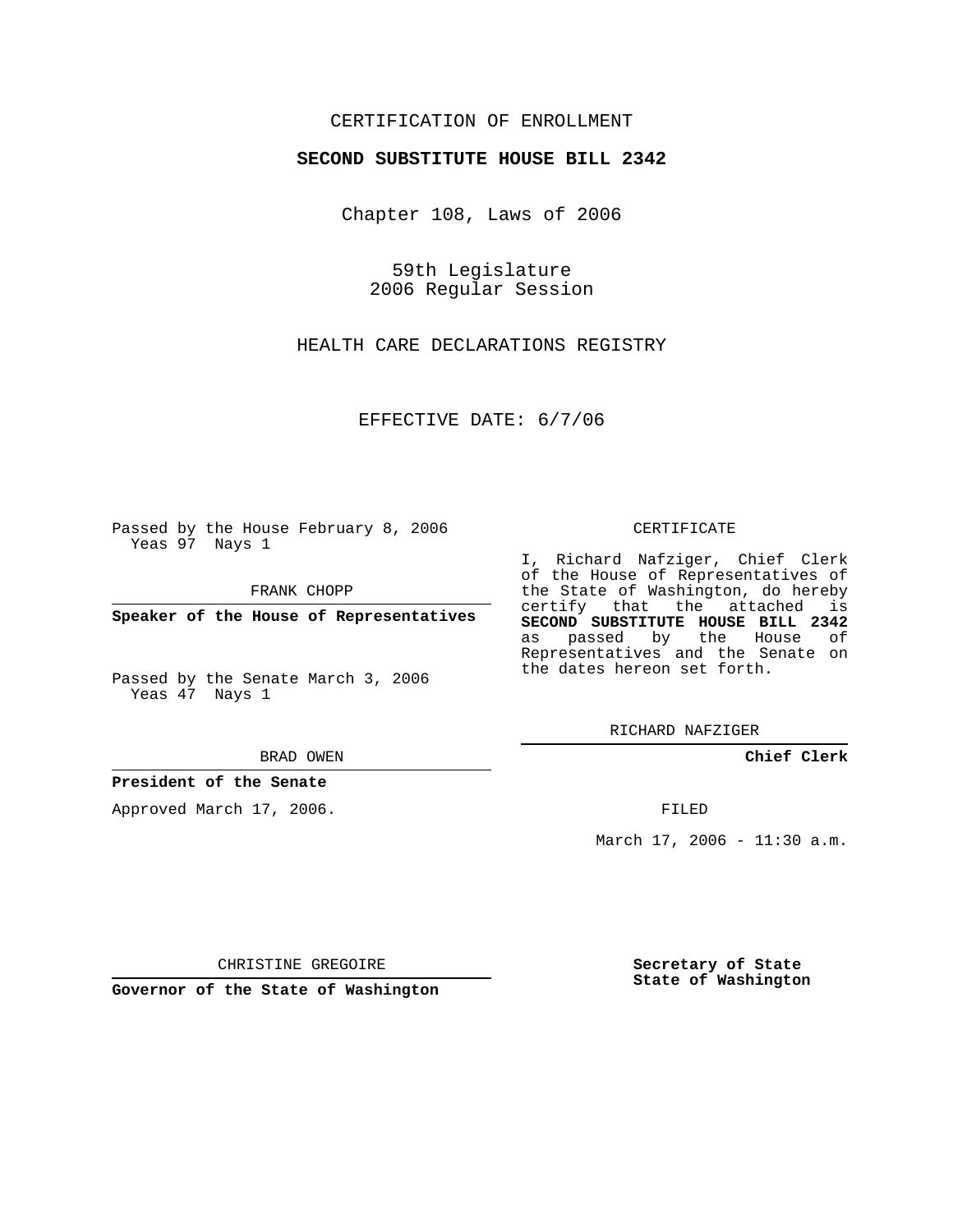CERTIFICATION OF ENROLLMENT

**SECOND SUBSTITUTE HOUSE BILL 2342**

Chapter 108, Laws of 2006

59th Legislature
2006 Regular Session

HEALTH CARE DECLARATIONS REGISTRY

EFFECTIVE DATE: 6/7/06

Passed by the House February 8, 2006
Yeas 97 Nays 1

FRANK CHOPP

**Speaker of the House of Representatives**

Passed by the Senate March 3, 2006
Yeas 47 Nays 1

BRAD OWEN

**President of the Senate**

Approved March 17, 2006.

CHRISTINE GREGOIRE

**Governor of the State of Washington**

CERTIFICATE

I, Richard Nafziger, Chief Clerk of the House of Representatives of the State of Washington, do hereby certify that the attached is **SECOND SUBSTITUTE HOUSE BILL 2342** as passed by the House of Representatives and the Senate on the dates hereon set forth.

RICHARD NAFZIGER

**Chief Clerk**

FILED

March 17, 2006 - 11:30 a.m.

**Secretary of State**
**State of Washington**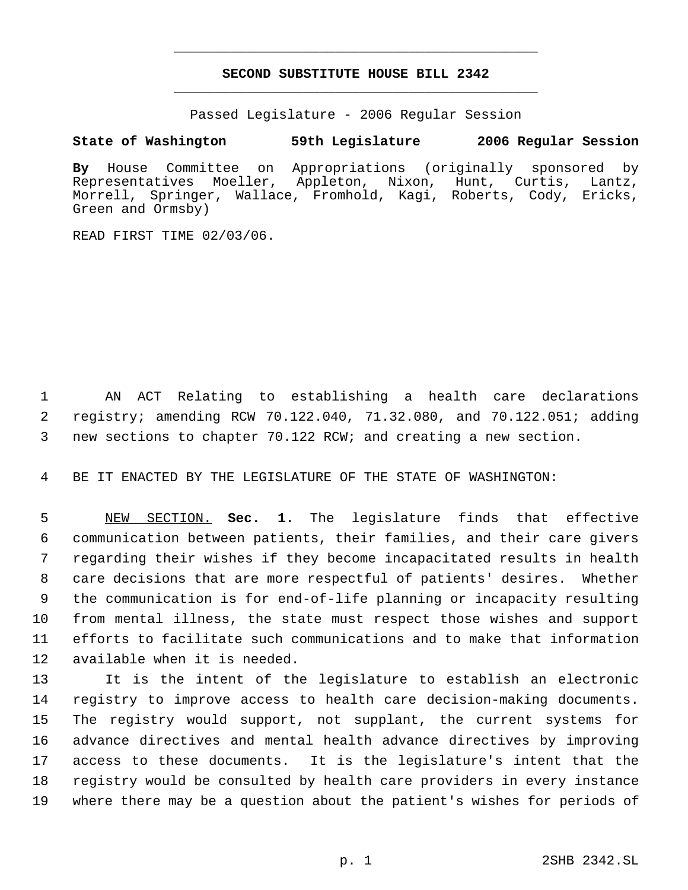# SECOND SUBSTITUTE HOUSE BILL 2342

Passed Legislature - 2006 Regular Session

**State of Washington 59th Legislature 2006 Regular Session**

**By** House Committee on Appropriations (originally sponsored by Representatives Moeller, Appleton, Nixon, Hunt, Curtis, Lantz, Morrell, Springer, Wallace, Fromhold, Kagi, Roberts, Cody, Ericks, Green and Ormsby)

READ FIRST TIME 02/03/06.

AN ACT Relating to establishing a health care declarations registry; amending RCW 70.122.040, 71.32.080, and 70.122.051; adding new sections to chapter 70.122 RCW; and creating a new section.

BE IT ENACTED BY THE LEGISLATURE OF THE STATE OF WASHINGTON:

NEW SECTION. **Sec. 1.** The legislature finds that effective communication between patients, their families, and their care givers regarding their wishes if they become incapacitated results in health care decisions that are more respectful of patients' desires. Whether the communication is for end-of-life planning or incapacity resulting from mental illness, the state must respect those wishes and support efforts to facilitate such communications and to make that information available when it is needed.

It is the intent of the legislature to establish an electronic registry to improve access to health care decision-making documents. The registry would support, not supplant, the current systems for advance directives and mental health advance directives by improving access to these documents. It is the legislature's intent that the registry would be consulted by health care providers in every instance where there may be a question about the patient's wishes for periods of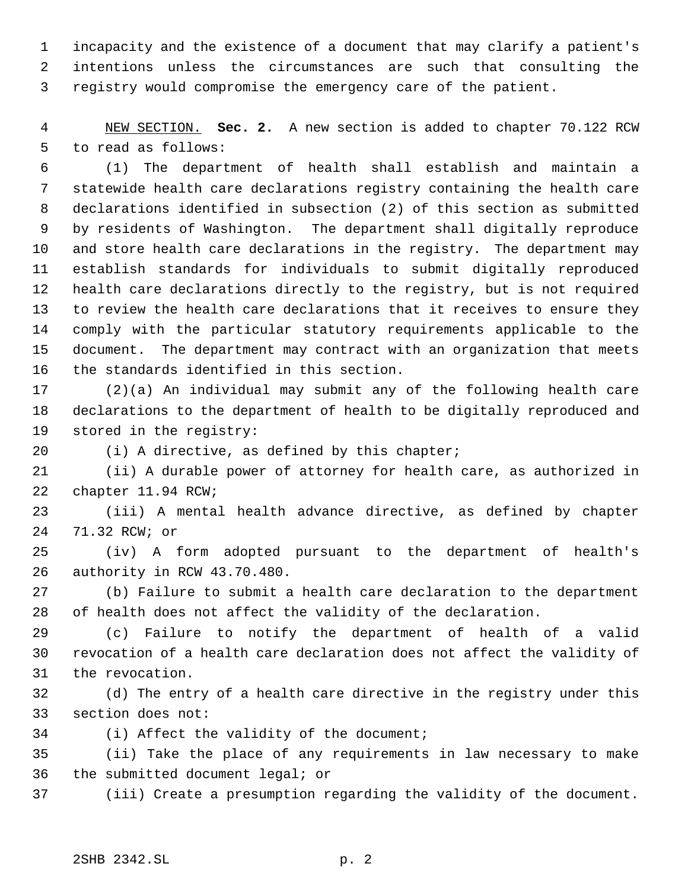incapacity and the existence of a document that may clarify a patient's intentions unless the circumstances are such that consulting the registry would compromise the emergency care of the patient.

NEW SECTION. **Sec. 2.** A new section is added to chapter 70.122 RCW to read as follows:

(1) The department of health shall establish and maintain a statewide health care declarations registry containing the health care declarations identified in subsection (2) of this section as submitted by residents of Washington. The department shall digitally reproduce and store health care declarations in the registry. The department may establish standards for individuals to submit digitally reproduced health care declarations directly to the registry, but is not required to review the health care declarations that it receives to ensure they comply with the particular statutory requirements applicable to the document. The department may contract with an organization that meets the standards identified in this section.

(2)(a) An individual may submit any of the following health care declarations to the department of health to be digitally reproduced and stored in the registry:

(i) A directive, as defined by this chapter;

(ii) A durable power of attorney for health care, as authorized in chapter 11.94 RCW;

(iii) A mental health advance directive, as defined by chapter 71.32 RCW; or

(iv) A form adopted pursuant to the department of health's authority in RCW 43.70.480.

(b) Failure to submit a health care declaration to the department of health does not affect the validity of the declaration.

(c) Failure to notify the department of health of a valid revocation of a health care declaration does not affect the validity of the revocation.

(d) The entry of a health care directive in the registry under this section does not:

(i) Affect the validity of the document;

(ii) Take the place of any requirements in law necessary to make the submitted document legal; or

(iii) Create a presumption regarding the validity of the document.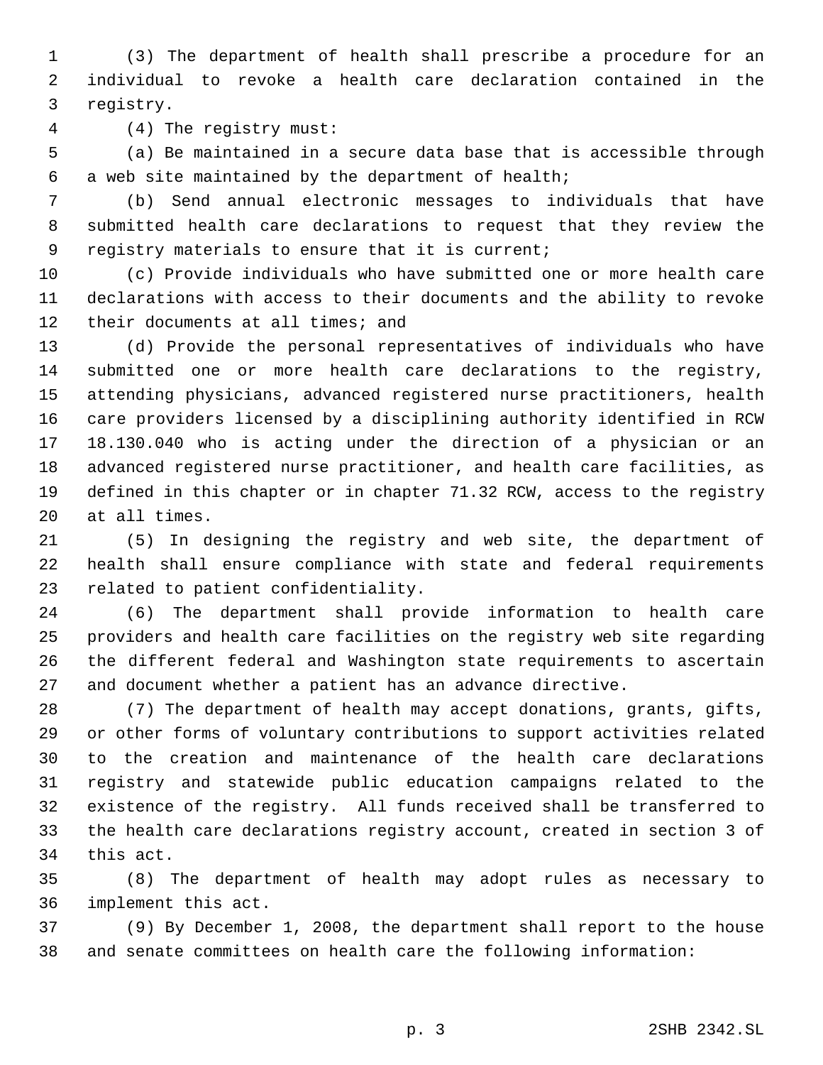(3) The department of health shall prescribe a procedure for an individual to revoke a health care declaration contained in the registry.

(4) The registry must:

(a) Be maintained in a secure data base that is accessible through a web site maintained by the department of health;

(b) Send annual electronic messages to individuals that have submitted health care declarations to request that they review the registry materials to ensure that it is current;

(c) Provide individuals who have submitted one or more health care declarations with access to their documents and the ability to revoke their documents at all times; and

(d) Provide the personal representatives of individuals who have submitted one or more health care declarations to the registry, attending physicians, advanced registered nurse practitioners, health care providers licensed by a disciplining authority identified in RCW 18.130.040 who is acting under the direction of a physician or an advanced registered nurse practitioner, and health care facilities, as defined in this chapter or in chapter 71.32 RCW, access to the registry at all times.

(5) In designing the registry and web site, the department of health shall ensure compliance with state and federal requirements related to patient confidentiality.

(6) The department shall provide information to health care providers and health care facilities on the registry web site regarding the different federal and Washington state requirements to ascertain and document whether a patient has an advance directive.

(7) The department of health may accept donations, grants, gifts, or other forms of voluntary contributions to support activities related to the creation and maintenance of the health care declarations registry and statewide public education campaigns related to the existence of the registry. All funds received shall be transferred to the health care declarations registry account, created in section 3 of this act.

(8) The department of health may adopt rules as necessary to implement this act.

(9) By December 1, 2008, the department shall report to the house and senate committees on health care the following information: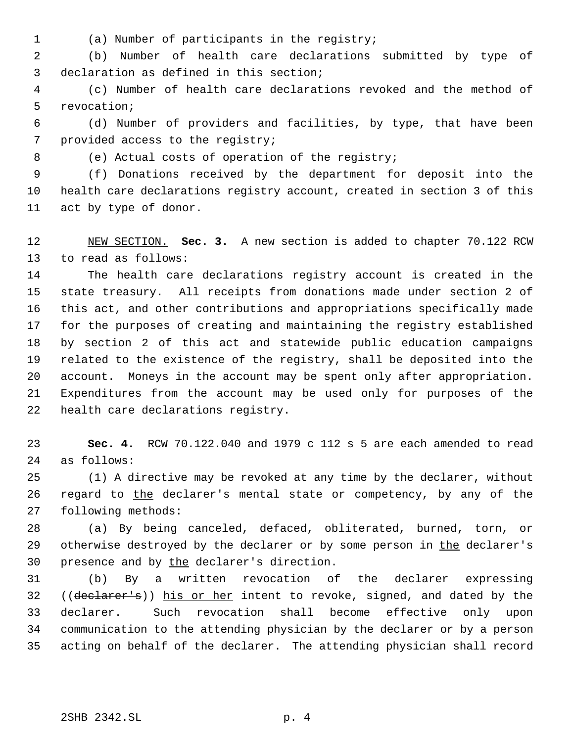(a) Number of participants in the registry;

(b) Number of health care declarations submitted by type of declaration as defined in this section;

(c) Number of health care declarations revoked and the method of revocation;

(d) Number of providers and facilities, by type, that have been provided access to the registry;

(e) Actual costs of operation of the registry;

(f) Donations received by the department for deposit into the health care declarations registry account, created in section 3 of this act by type of donor.

NEW SECTION. **Sec. 3.** A new section is added to chapter 70.122 RCW to read as follows:

The health care declarations registry account is created in the state treasury. All receipts from donations made under section 2 of this act, and other contributions and appropriations specifically made for the purposes of creating and maintaining the registry established by section 2 of this act and statewide public education campaigns related to the existence of the registry, shall be deposited into the account. Moneys in the account may be spent only after appropriation. Expenditures from the account may be used only for purposes of the health care declarations registry.

**Sec. 4.** RCW 70.122.040 and 1979 c 112 s 5 are each amended to read as follows:

(1) A directive may be revoked at any time by the declarer, without regard to the declarer's mental state or competency, by any of the following methods:

(a) By being canceled, defaced, obliterated, burned, torn, or otherwise destroyed by the declarer or by some person in the declarer's presence and by the declarer's direction.

(b) By a written revocation of the declarer expressing ((~~declarer's~~)) his or her intent to revoke, signed, and dated by the declarer. Such revocation shall become effective only upon communication to the attending physician by the declarer or by a person acting on behalf of the declarer. The attending physician shall record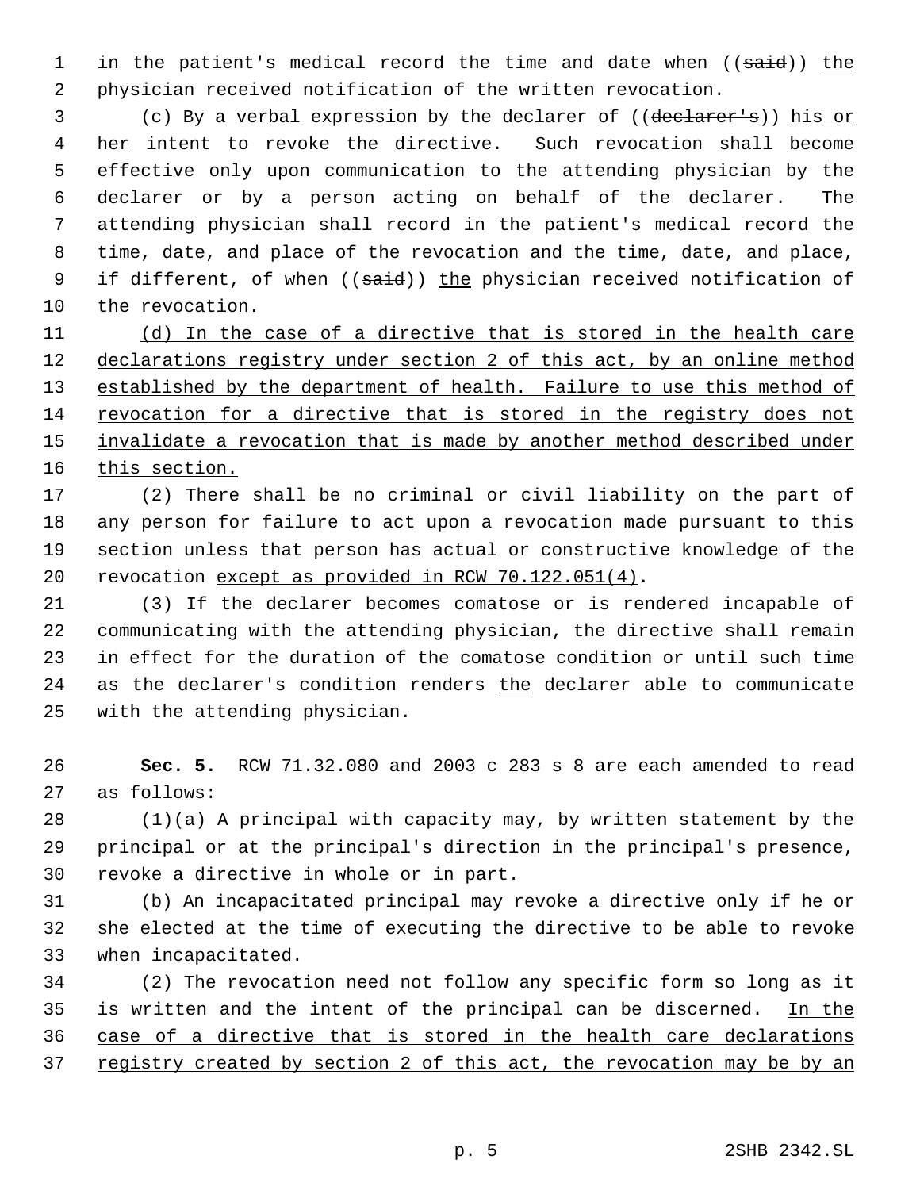in the patient's medical record the time and date when ((~~said~~)) <u>the</u> physician received notification of the written revocation.

(c) By a verbal expression by the declarer of ((~~declarer's~~)) <u>his or her</u> intent to revoke the directive. Such revocation shall become effective only upon communication to the attending physician by the declarer or by a person acting on behalf of the declarer. The attending physician shall record in the patient's medical record the time, date, and place of the revocation and the time, date, and place, if different, of when ((~~said~~)) <u>the</u> physician received notification of the revocation.

<u>(d) In the case of a directive that is stored in the health care declarations registry under section 2 of this act, by an online method established by the department of health. Failure to use this method of revocation for a directive that is stored in the registry does not invalidate a revocation that is made by another method described under this section.</u>

(2) There shall be no criminal or civil liability on the part of any person for failure to act upon a revocation made pursuant to this section unless that person has actual or constructive knowledge of the revocation <u>except as provided in RCW 70.122.051(4)</u>.

(3) If the declarer becomes comatose or is rendered incapable of communicating with the attending physician, the directive shall remain in effect for the duration of the comatose condition or until such time as the declarer's condition renders <u>the</u> declarer able to communicate with the attending physician.

**Sec. 5.** RCW 71.32.080 and 2003 c 283 s 8 are each amended to read as follows:

(1)(a) A principal with capacity may, by written statement by the principal or at the principal's direction in the principal's presence, revoke a directive in whole or in part.

(b) An incapacitated principal may revoke a directive only if he or she elected at the time of executing the directive to be able to revoke when incapacitated.

(2) The revocation need not follow any specific form so long as it is written and the intent of the principal can be discerned. <u>In the case of a directive that is stored in the health care declarations registry created by section 2 of this act, the revocation may be by an</u>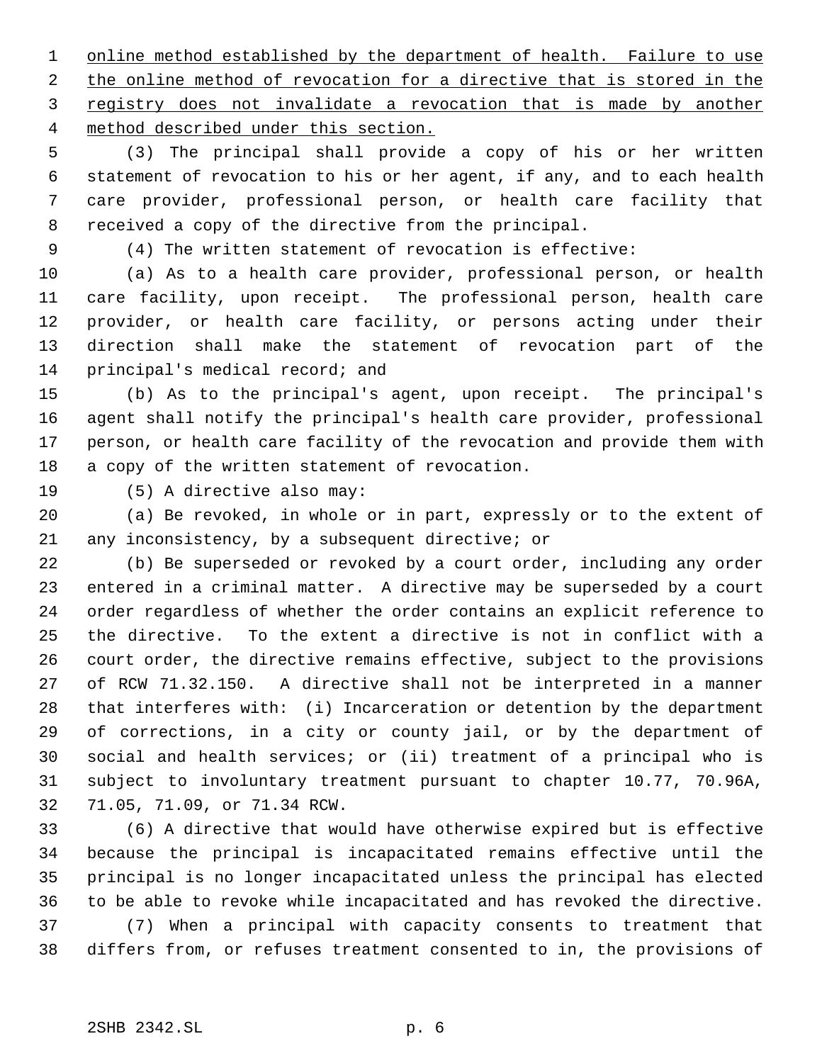online method established by the department of health. Failure to use the online method of revocation for a directive that is stored in the registry does not invalidate a revocation that is made by another method described under this section.

(3) The principal shall provide a copy of his or her written statement of revocation to his or her agent, if any, and to each health care provider, professional person, or health care facility that received a copy of the directive from the principal.

(4) The written statement of revocation is effective:

(a) As to a health care provider, professional person, or health care facility, upon receipt. The professional person, health care provider, or health care facility, or persons acting under their direction shall make the statement of revocation part of the principal's medical record; and

(b) As to the principal's agent, upon receipt. The principal's agent shall notify the principal's health care provider, professional person, or health care facility of the revocation and provide them with a copy of the written statement of revocation.

(5) A directive also may:

(a) Be revoked, in whole or in part, expressly or to the extent of any inconsistency, by a subsequent directive; or

(b) Be superseded or revoked by a court order, including any order entered in a criminal matter. A directive may be superseded by a court order regardless of whether the order contains an explicit reference to the directive. To the extent a directive is not in conflict with a court order, the directive remains effective, subject to the provisions of RCW 71.32.150. A directive shall not be interpreted in a manner that interferes with: (i) Incarceration or detention by the department of corrections, in a city or county jail, or by the department of social and health services; or (ii) treatment of a principal who is subject to involuntary treatment pursuant to chapter 10.77, 70.96A, 71.05, 71.09, or 71.34 RCW.

(6) A directive that would have otherwise expired but is effective because the principal is incapacitated remains effective until the principal is no longer incapacitated unless the principal has elected to be able to revoke while incapacitated and has revoked the directive.

(7) When a principal with capacity consents to treatment that differs from, or refuses treatment consented to in, the provisions of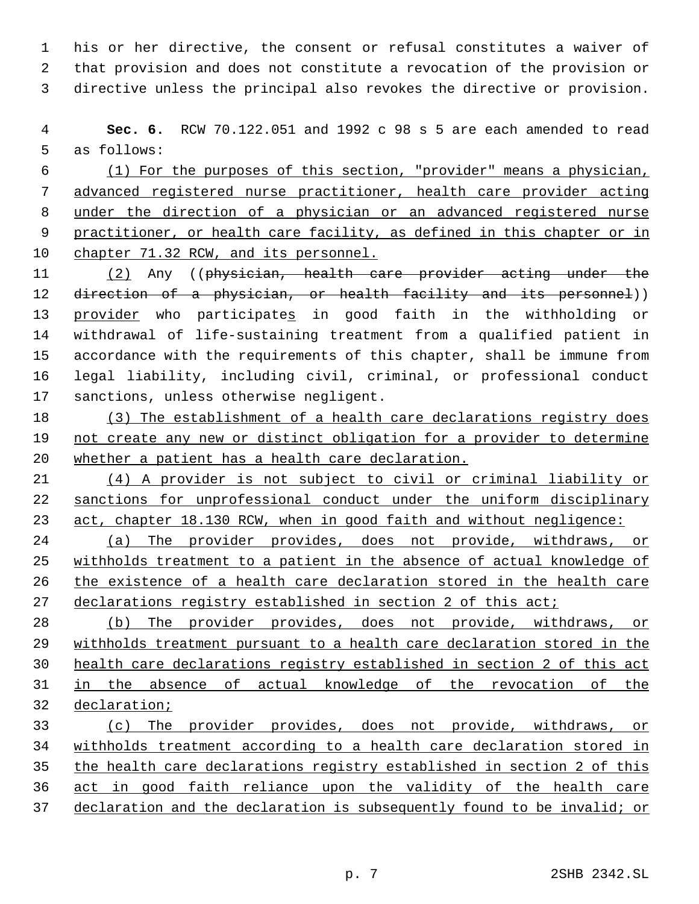his or her directive, the consent or refusal constitutes a waiver of that provision and does not constitute a revocation of the provision or directive unless the principal also revokes the directive or provision.

**Sec. 6.** RCW 70.122.051 and 1992 c 98 s 5 are each amended to read as follows:

(1) For the purposes of this section, "provider" means a physician, advanced registered nurse practitioner, health care provider acting under the direction of a physician or an advanced registered nurse practitioner, or health care facility, as defined in this chapter or in chapter 71.32 RCW, and its personnel.

(2) Any ((~~physician, health care provider acting under the direction of a physician, or health facility and its personnel~~)) provider who participates in good faith in the withholding or withdrawal of life-sustaining treatment from a qualified patient in accordance with the requirements of this chapter, shall be immune from legal liability, including civil, criminal, or professional conduct sanctions, unless otherwise negligent.

(3) The establishment of a health care declarations registry does not create any new or distinct obligation for a provider to determine whether a patient has a health care declaration.

(4) A provider is not subject to civil or criminal liability or sanctions for unprofessional conduct under the uniform disciplinary act, chapter 18.130 RCW, when in good faith and without negligence:

(a) The provider provides, does not provide, withdraws, or withholds treatment to a patient in the absence of actual knowledge of the existence of a health care declaration stored in the health care declarations registry established in section 2 of this act;

(b) The provider provides, does not provide, withdraws, or withholds treatment pursuant to a health care declaration stored in the health care declarations registry established in section 2 of this act in the absence of actual knowledge of the revocation of the declaration;

(c) The provider provides, does not provide, withdraws, or withholds treatment according to a health care declaration stored in the health care declarations registry established in section 2 of this act in good faith reliance upon the validity of the health care declaration and the declaration is subsequently found to be invalid; or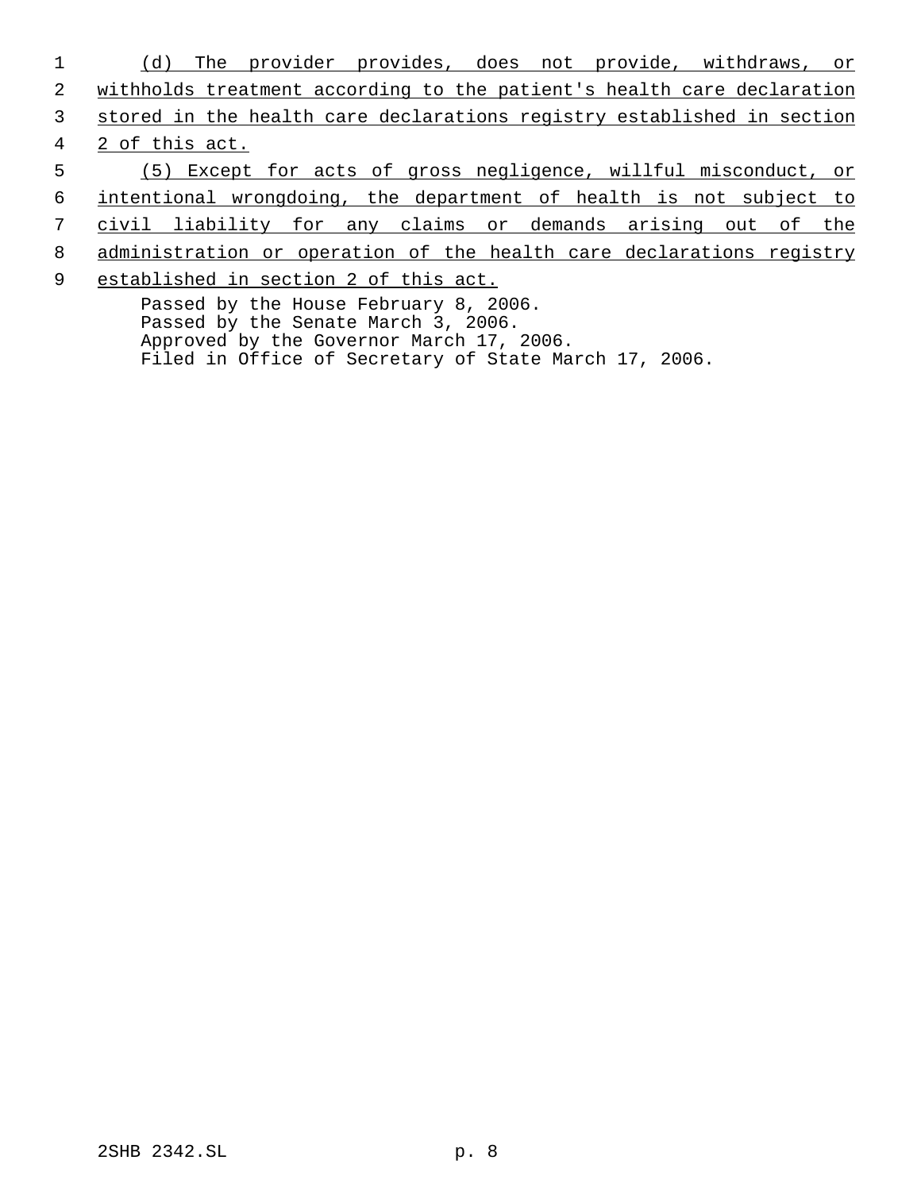(d) The provider provides, does not provide, withdraws, or withholds treatment according to the patient's health care declaration stored in the health care declarations registry established in section 2 of this act.

(5) Except for acts of gross negligence, willful misconduct, or intentional wrongdoing, the department of health is not subject to civil liability for any claims or demands arising out of the administration or operation of the health care declarations registry established in section 2 of this act.

Passed by the House February 8, 2006.
Passed by the Senate March 3, 2006.
Approved by the Governor March 17, 2006.
Filed in Office of Secretary of State March 17, 2006.